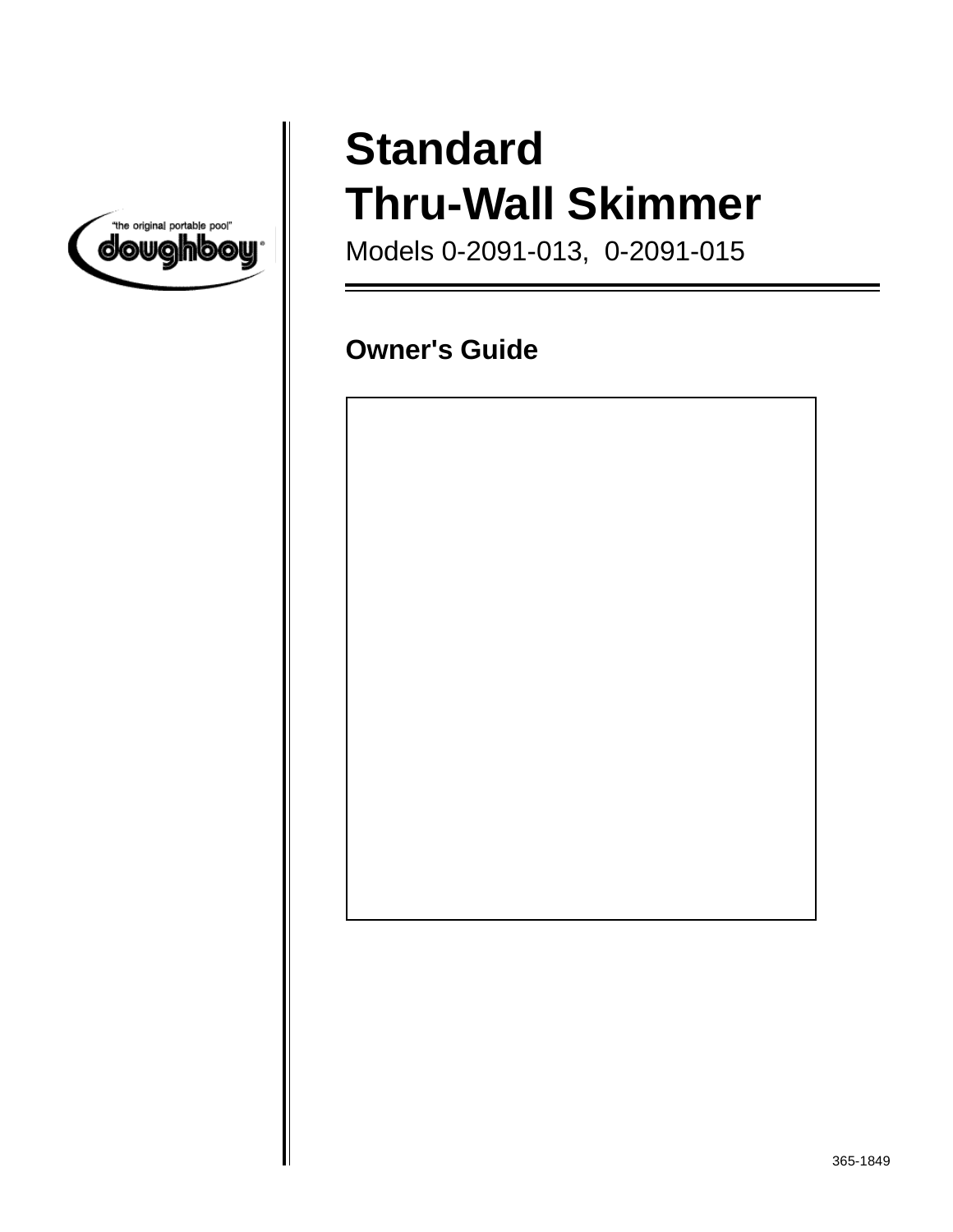"the original portable pool"

doughboy®

# Standard Thru-Wall Skimmer

Models 0-2091-013, 0-2091-015

## Owner's Guide

365-1849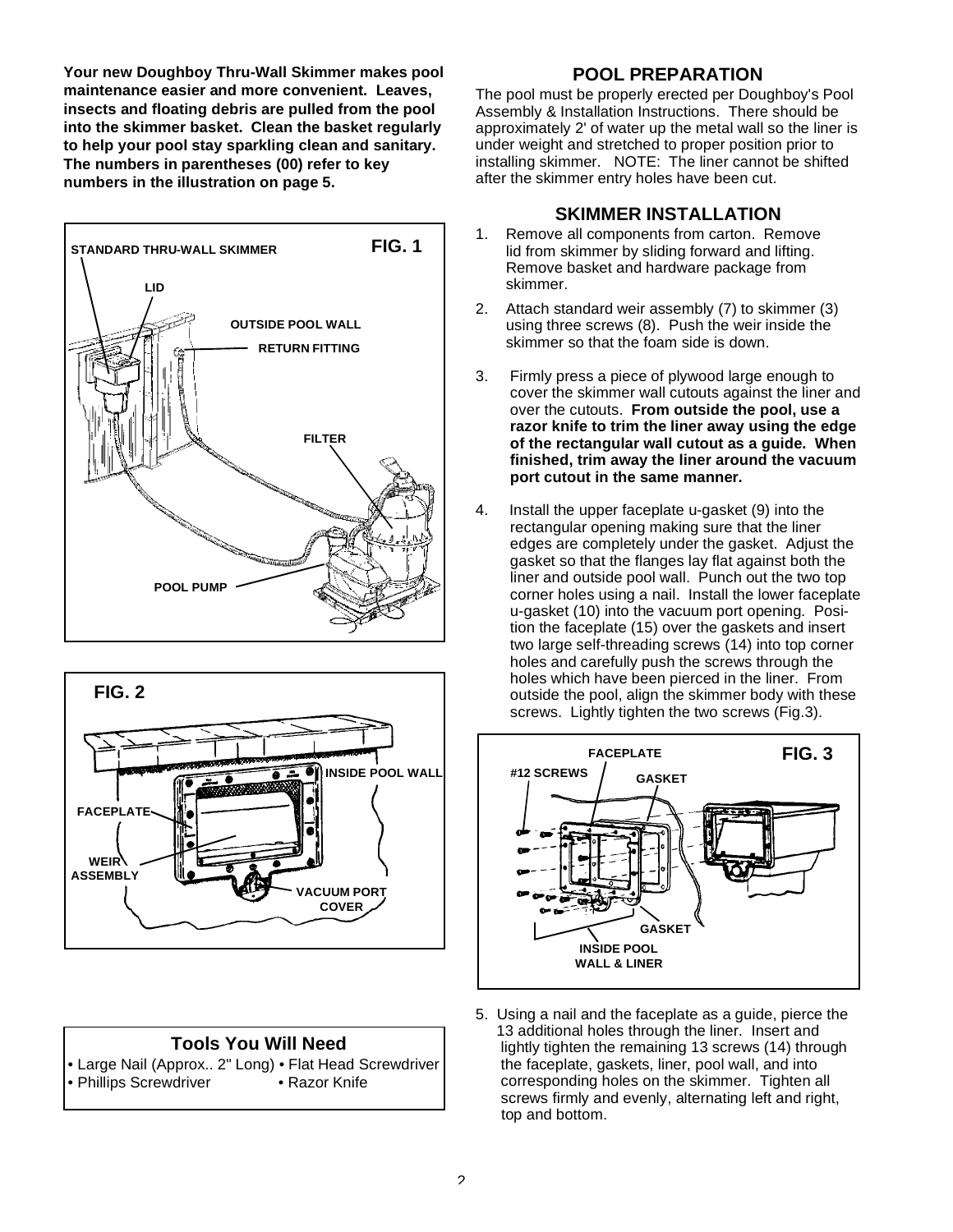**Your new Doughboy Thru-Wall Skimmer makes pool maintenance easier and more convenient. Leaves, insects and floating debris are pulled from the pool into the skimmer basket. Clean the basket regularly to help your pool stay sparkling clean and sanitary. The numbers in parentheses (00) refer to key numbers in the illustration on page 5.**

FIG. 1

STANDARD THRU-WALL SKIMMER

LID

OUTSIDE POOL WALL

RETURN FITTING

FILTER

POOL PUMP

FIG. 2

INSIDE POOL WALL

FACEPLATE

WEIR ASSEMBLY

VACUUM PORT COVER

## Tools You Will Need

- Large Nail (Approx.. 2" Long)
- Flat Head Screwdriver
- Phillips Screwdriver
- Razor Knife

## POOL PREPARATION

The pool must be properly erected per Doughboy's Pool Assembly & Installation Instructions. There should be approximately 2' of water up the metal wall so the liner is under weight and stretched to proper position prior to installing skimmer. NOTE: The liner cannot be shifted after the skimmer entry holes have been cut.

## SKIMMER INSTALLATION

1. Remove all components from carton. Remove lid from skimmer by sliding forward and lifting. Remove basket and hardware package from skimmer.

2. Attach standard weir assembly (7) to skimmer (3) using three screws (8). Push the weir inside the skimmer so that the foam side is down.

3. Firmly press a piece of plywood large enough to cover the skimmer wall cutouts against the liner and over the cutouts. **From outside the pool, use a razor knife to trim the liner away using the edge of the rectangular wall cutout as a guide. When finished, trim away the liner around the vacuum port cutout in the same manner.**

4. Install the upper faceplate u-gasket (9) into the rectangular opening making sure that the liner edges are completely under the gasket. Adjust the gasket so that the flanges lay flat against both the liner and outside pool wall. Punch out the two top corner holes using a nail. Install the lower faceplate u-gasket (10) into the vacuum port opening. Position the faceplate (15) over the gaskets and insert two large self-threading screws (14) into top corner holes and carefully push the screws through the holes which have been pierced in the liner. From outside the pool, align the skimmer body with these screws. Lightly tighten the two screws (Fig.3).

FIG. 3

FACEPLATE

#12 SCREWS

GASKET

GASKET

INSIDE POOL WALL & LINER

5. Using a nail and the faceplate as a guide, pierce the 13 additional holes through the liner. Insert and lightly tighten the remaining 13 screws (14) through the faceplate, gaskets, liner, pool wall, and into corresponding holes on the skimmer. Tighten all screws firmly and evenly, alternating left and right, top and bottom.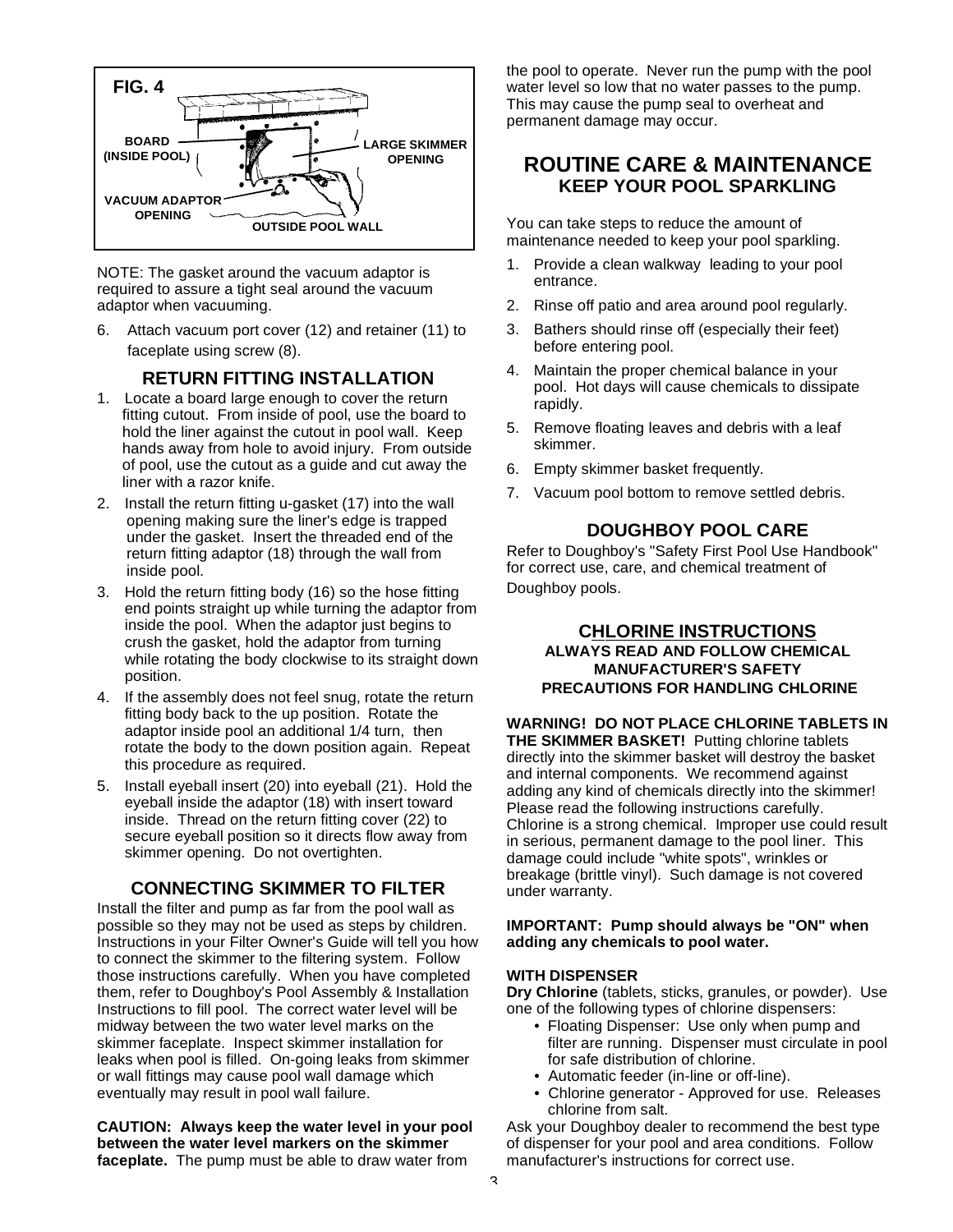FIG. 4

BOARD (INSIDE POOL)

LARGE SKIMMER OPENING

VACUUM ADAPTOR OPENING

OUTSIDE POOL WALL

NOTE: The gasket around the vacuum adaptor is required to assure a tight seal around the vacuum adaptor when vacuuming.

6. Attach vacuum port cover (12) and retainer (11) to faceplate using screw (8).

## RETURN FITTING INSTALLATION

1. Locate a board large enough to cover the return fitting cutout. From inside of pool, use the board to hold the liner against the cutout in pool wall. Keep hands away from hole to avoid injury. From outside of pool, use the cutout as a guide and cut away the liner with a razor knife.
2. Install the return fitting u-gasket (17) into the wall opening making sure the liner's edge is trapped under the gasket. Insert the threaded end of the return fitting adaptor (18) through the wall from inside pool.
3. Hold the return fitting body (16) so the hose fitting end points straight up while turning the adaptor from inside the pool. When the adaptor just begins to crush the gasket, hold the adaptor from turning while rotating the body clockwise to its straight down position.
4. If the assembly does not feel snug, rotate the return fitting body back to the up position. Rotate the adaptor inside pool an additional 1/4 turn, then rotate the body to the down position again. Repeat this procedure as required.
5. Install eyeball insert (20) into eyeball (21). Hold the eyeball inside the adaptor (18) with insert toward inside. Thread on the return fitting cover (22) to secure eyeball position so it directs flow away from skimmer opening. Do not overtighten.

## CONNECTING SKIMMER TO FILTER

Install the filter and pump as far from the pool wall as possible so they may not be used as steps by children. Instructions in your Filter Owner's Guide will tell you how to connect the skimmer to the filtering system. Follow those instructions carefully. When you have completed them, refer to Doughboy's Pool Assembly & Installation Instructions to fill pool. The correct water level will be midway between the two water level marks on the skimmer faceplate. Inspect skimmer installation for leaks when pool is filled. On-going leaks from skimmer or wall fittings may cause pool wall damage which eventually may result in pool wall failure.

**CAUTION: Always keep the water level in your pool between the water level markers on the skimmer faceplate.** The pump must be able to draw water from the pool to operate. Never run the pump with the pool water level so low that no water passes to the pump. This may cause the pump seal to overheat and permanent damage may occur.

## ROUTINE CARE & MAINTENANCE
### KEEP YOUR POOL SPARKLING

You can take steps to reduce the amount of maintenance needed to keep your pool sparkling.

1. Provide a clean walkway leading to your pool entrance.
2. Rinse off patio and area around pool regularly.
3. Bathers should rinse off (especially their feet) before entering pool.
4. Maintain the proper chemical balance in your pool. Hot days will cause chemicals to dissipate rapidly.
5. Remove floating leaves and debris with a leaf skimmer.
6. Empty skimmer basket frequently.
7. Vacuum pool bottom to remove settled debris.

## DOUGHBOY POOL CARE

Refer to Doughboy's "Safety First Pool Use Handbook" for correct use, care, and chemical treatment of Doughboy pools.

## CHLORINE INSTRUCTIONS
### ALWAYS READ AND FOLLOW CHEMICAL MANUFACTURER'S SAFETY PRECAUTIONS FOR HANDLING CHLORINE

**WARNING! DO NOT PLACE CHLORINE TABLETS IN THE SKIMMER BASKET!** Putting chlorine tablets directly into the skimmer basket will destroy the basket and internal components. We recommend against adding any kind of chemicals directly into the skimmer! Please read the following instructions carefully. Chlorine is a strong chemical. Improper use could result in serious, permanent damage to the pool liner. This damage could include "white spots", wrinkles or breakage (brittle vinyl). Such damage is not covered under warranty.

**IMPORTANT: Pump should always be "ON" when adding any chemicals to pool water.**

**WITH DISPENSER**

**Dry Chlorine** (tablets, sticks, granules, or powder). Use one of the following types of chlorine dispensers:

- Floating Dispenser: Use only when pump and filter are running. Dispenser must circulate in pool for safe distribution of chlorine.
- Automatic feeder (in-line or off-line).
- Chlorine generator - Approved for use. Releases chlorine from salt.

Ask your Doughboy dealer to recommend the best type of dispenser for your pool and area conditions. Follow manufacturer's instructions for correct use.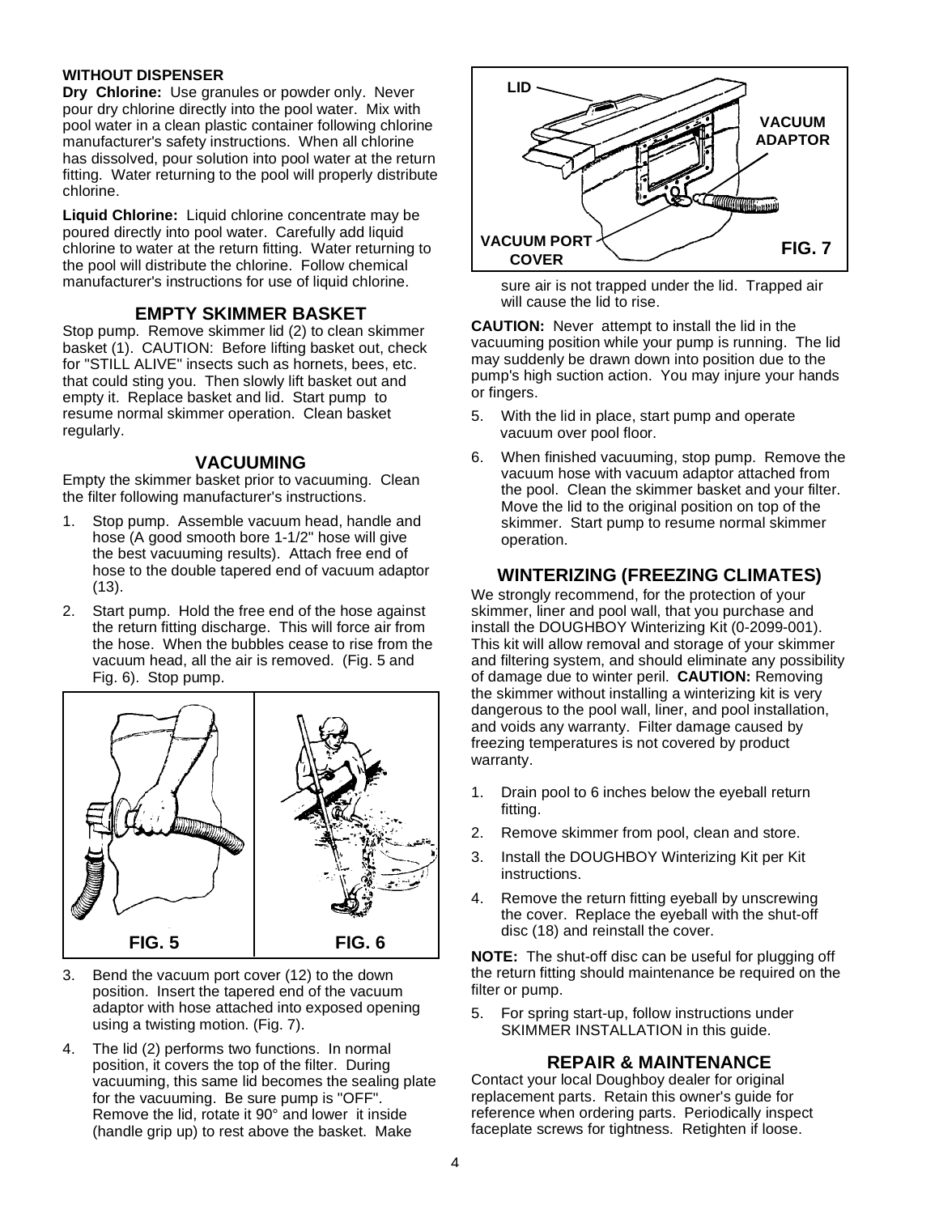**WITHOUT DISPENSER**

**Dry Chlorine:** Use granules or powder only. Never pour dry chlorine directly into the pool water. Mix with pool water in a clean plastic container following chlorine manufacturer's safety instructions. When all chlorine has dissolved, pour solution into pool water at the return fitting. Water returning to the pool will properly distribute chlorine.

**Liquid Chlorine:** Liquid chlorine concentrate may be poured directly into pool water. Carefully add liquid chlorine to water at the return fitting. Water returning to the pool will distribute the chlorine. Follow chemical manufacturer's instructions for use of liquid chlorine.

## EMPTY SKIMMER BASKET

Stop pump. Remove skimmer lid (2) to clean skimmer basket (1). CAUTION: Before lifting basket out, check for "STILL ALIVE" insects such as hornets, bees, etc. that could sting you. Then slowly lift basket out and empty it. Replace basket and lid. Start pump to resume normal skimmer operation. Clean basket regularly.

## VACUUMING

Empty the skimmer basket prior to vacuuming. Clean the filter following manufacturer's instructions.

1. Stop pump. Assemble vacuum head, handle and hose (A good smooth bore 1-1/2" hose will give the best vacuuming results). Attach free end of hose to the double tapered end of vacuum adaptor (13).
2. Start pump. Hold the free end of the hose against the return fitting discharge. This will force air from the hose. When the bubbles cease to rise from the vacuum head, all the air is removed. (Fig. 5 and Fig. 6). Stop pump.

FIG. 5 FIG. 6

3. Bend the vacuum port cover (12) to the down position. Insert the tapered end of the vacuum adaptor with hose attached into exposed opening using a twisting motion. (Fig. 7).
4. The lid (2) performs two functions. In normal position, it covers the top of the filter. During vacuuming, this same lid becomes the sealing plate for the vacuuming. Be sure pump is "OFF". Remove the lid, rotate it 90° and lower it inside (handle grip up) to rest above the basket. Make sure air is not trapped under the lid. Trapped air will cause the lid to rise.

LID — VACUUM ADAPTOR — VACUUM PORT COVER

FIG. 7

**CAUTION:** Never attempt to install the lid in the vacuuming position while your pump is running. The lid may suddenly be drawn down into position due to the pump's high suction action. You may injure your hands or fingers.

5. With the lid in place, start pump and operate vacuum over pool floor.
6. When finished vacuuming, stop pump. Remove the vacuum hose with vacuum adaptor attached from the pool. Clean the skimmer basket and your filter. Move the lid to the original position on top of the skimmer. Start pump to resume normal skimmer operation.

## WINTERIZING (FREEZING CLIMATES)

We strongly recommend, for the protection of your skimmer, liner and pool wall, that you purchase and install the DOUGHBOY Winterizing Kit (0-2099-001). This kit will allow removal and storage of your skimmer and filtering system, and should eliminate any possibility of damage due to winter peril. **CAUTION:** Removing the skimmer without installing a winterizing kit is very dangerous to the pool wall, liner, and pool installation, and voids any warranty. Filter damage caused by freezing temperatures is not covered by product warranty.

1. Drain pool to 6 inches below the eyeball return fitting.
2. Remove skimmer from pool, clean and store.
3. Install the DOUGHBOY Winterizing Kit per Kit instructions.
4. Remove the return fitting eyeball by unscrewing the cover. Replace the eyeball with the shut-off disc (18) and reinstall the cover.

**NOTE:** The shut-off disc can be useful for plugging off the return fitting should maintenance be required on the filter or pump.

5. For spring start-up, follow instructions under SKIMMER INSTALLATION in this guide.

## REPAIR & MAINTENANCE

Contact your local Doughboy dealer for original replacement parts. Retain this owner's guide for reference when ordering parts. Periodically inspect faceplate screws for tightness. Retighten if loose.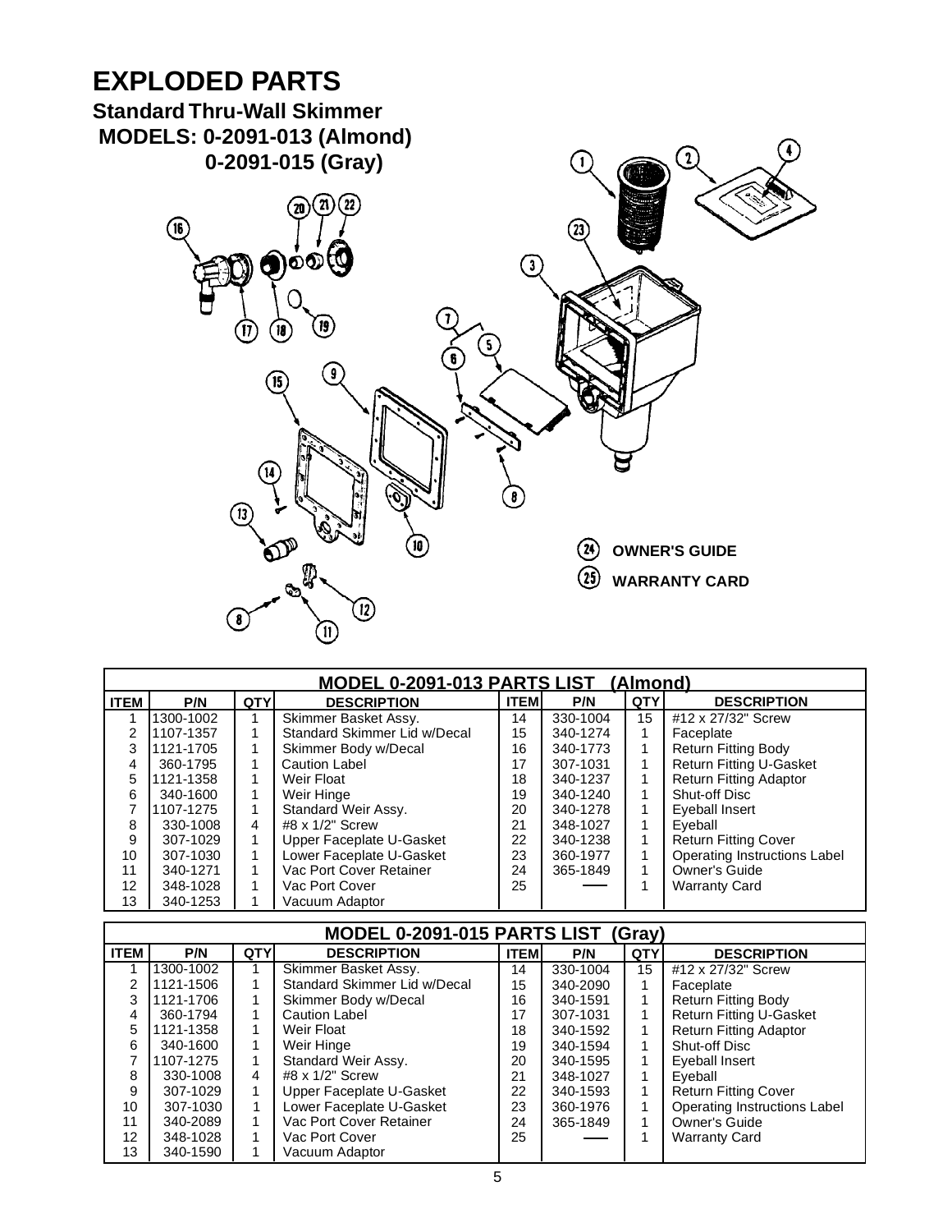# EXPLODED PARTS

## Standard Thru-Wall Skimmer

### MODELS: 0-2091-013 (Almond)
### 0-2091-015 (Gray)

(24) **OWNER'S GUIDE**

(25) **WARRANTY CARD**

| MODEL 0-2091-013 PARTS LIST (Almond) | | | | | | | |
|---|---|---|---|---|---|---|---|
| ITEM | P/N | QTY | DESCRIPTION | ITEM | P/N | QTY | DESCRIPTION |
| 1 | 1300-1002 | 1 | Skimmer Basket Assy. | 14 | 330-1004 | 15 | #12 x 27/32" Screw |
| 2 | 1107-1357 | 1 | Standard Skimmer Lid w/Decal | 15 | 340-1274 | 1 | Faceplate |
| 3 | 1121-1705 | 1 | Skimmer Body w/Decal | 16 | 340-1773 | 1 | Return Fitting Body |
| 4 | 360-1795 | 1 | Caution Label | 17 | 307-1031 | 1 | Return Fitting U-Gasket |
| 5 | 1121-1358 | 1 | Weir Float | 18 | 340-1237 | 1 | Return Fitting Adaptor |
| 6 | 340-1600 | 1 | Weir Hinge | 19 | 340-1240 | 1 | Shut-off Disc |
| 7 | 1107-1275 | 1 | Standard Weir Assy. | 20 | 340-1278 | 1 | Eyeball Insert |
| 8 | 330-1008 | 4 | #8 x 1/2" Screw | 21 | 348-1027 | 1 | Eyeball |
| 9 | 307-1029 | 1 | Upper Faceplate U-Gasket | 22 | 340-1238 | 1 | Return Fitting Cover |
| 10 | 307-1030 | 1 | Lower Faceplate U-Gasket | 23 | 360-1977 | 1 | Operating Instructions Label |
| 11 | 340-1271 | 1 | Vac Port Cover Retainer | 24 | 365-1849 | 1 | Owner's Guide |
| 12 | 348-1028 | 1 | Vac Port Cover | 25 | —— | 1 | Warranty Card |
| 13 | 340-1253 | 1 | Vacuum Adaptor | | | | |

| MODEL 0-2091-015 PARTS LIST (Gray) | | | | | | | |
|---|---|---|---|---|---|---|---|
| ITEM | P/N | QTY | DESCRIPTION | ITEM | P/N | QTY | DESCRIPTION |
| 1 | 1300-1002 | 1 | Skimmer Basket Assy. | 14 | 330-1004 | 15 | #12 x 27/32" Screw |
| 2 | 1121-1506 | 1 | Standard Skimmer Lid w/Decal | 15 | 340-2090 | 1 | Faceplate |
| 3 | 1121-1706 | 1 | Skimmer Body w/Decal | 16 | 340-1591 | 1 | Return Fitting Body |
| 4 | 360-1794 | 1 | Caution Label | 17 | 307-1031 | 1 | Return Fitting U-Gasket |
| 5 | 1121-1358 | 1 | Weir Float | 18 | 340-1592 | 1 | Return Fitting Adaptor |
| 6 | 340-1600 | 1 | Weir Hinge | 19 | 340-1594 | 1 | Shut-off Disc |
| 7 | 1107-1275 | 1 | Standard Weir Assy. | 20 | 340-1595 | 1 | Eyeball Insert |
| 8 | 330-1008 | 4 | #8 x 1/2" Screw | 21 | 348-1027 | 1 | Eyeball |
| 9 | 307-1029 | 1 | Upper Faceplate U-Gasket | 22 | 340-1593 | 1 | Return Fitting Cover |
| 10 | 307-1030 | 1 | Lower Faceplate U-Gasket | 23 | 360-1976 | 1 | Operating Instructions Label |
| 11 | 340-2089 | 1 | Vac Port Cover Retainer | 24 | 365-1849 | 1 | Owner's Guide |
| 12 | 348-1028 | 1 | Vac Port Cover | 25 | —— | 1 | Warranty Card |
| 13 | 340-1590 | 1 | Vacuum Adaptor | | | | |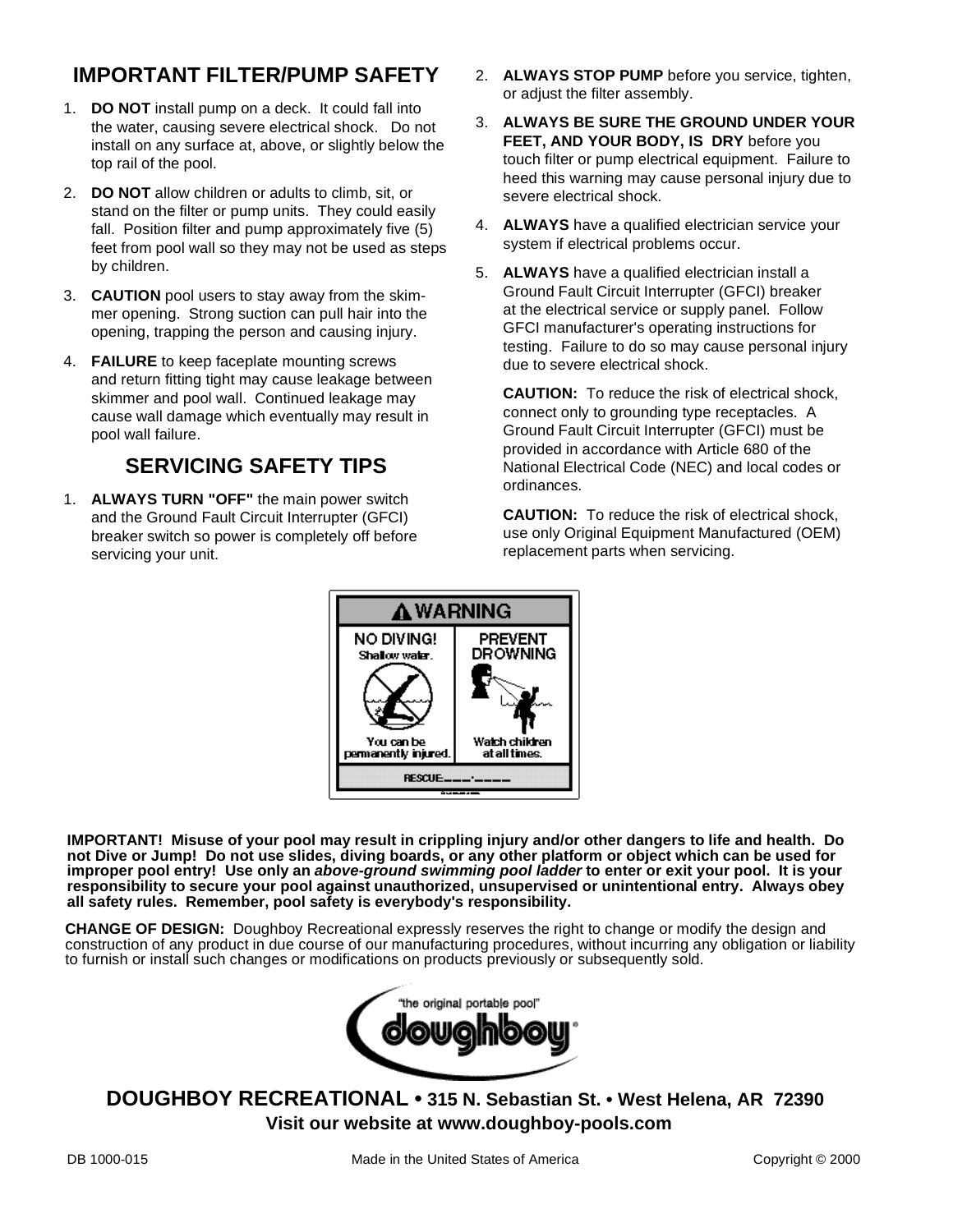## IMPORTANT FILTER/PUMP SAFETY

1. **DO NOT** install pump on a deck. It could fall into the water, causing severe electrical shock. Do not install on any surface at, above, or slightly below the top rail of the pool.
2. **DO NOT** allow children or adults to climb, sit, or stand on the filter or pump units. They could easily fall. Position filter and pump approximately five (5) feet from pool wall so they may not be used as steps by children.
3. **CAUTION** pool users to stay away from the skimmer opening. Strong suction can pull hair into the opening, trapping the person and causing injury.
4. **FAILURE** to keep faceplate mounting screws and return fitting tight may cause leakage between skimmer and pool wall. Continued leakage may cause wall damage which eventually may result in pool wall failure.

## SERVICING SAFETY TIPS

1. **ALWAYS TURN "OFF"** the main power switch and the Ground Fault Circuit Interrupter (GFCI) breaker switch so power is completely off before servicing your unit.
2. **ALWAYS STOP PUMP** before you service, tighten, or adjust the filter assembly.
3. **ALWAYS BE SURE THE GROUND UNDER YOUR FEET, AND YOUR BODY, IS DRY** before you touch filter or pump electrical equipment. Failure to heed this warning may cause personal injury due to severe electrical shock.
4. **ALWAYS** have a qualified electrician service your system if electrical problems occur.
5. **ALWAYS** have a qualified electrician install a Ground Fault Circuit Interrupter (GFCI) breaker at the electrical service or supply panel. Follow GFCI manufacturer's operating instructions for testing. Failure to do so may cause personal injury due to severe electrical shock.

   **CAUTION:** To reduce the risk of electrical shock, connect only to grounding type receptacles. A Ground Fault Circuit Interrupter (GFCI) must be provided in accordance with Article 680 of the National Electrical Code (NEC) and local codes or ordinances.

   **CAUTION:** To reduce the risk of electrical shock, use only Original Equipment Manufactured (OEM) replacement parts when servicing.

WARNING

NO DIVING! Shallow water. You can be permanently injured.

PREVENT DROWNING. Watch children at all times.

RESCUE\_\_\_-\_\_\_\_

**IMPORTANT! Misuse of your pool may result in crippling injury and/or other dangers to life and health. Do not Dive or Jump! Do not use slides, diving boards, or any other platform or object which can be used for improper pool entry! Use only an *above-ground swimming pool ladder* to enter or exit your pool. It is your responsibility to secure your pool against unauthorized, unsupervised or unintentional entry. Always obey all safety rules. Remember, pool safety is everybody's responsibility.**

**CHANGE OF DESIGN:** Doughboy Recreational expressly reserves the right to change or modify the design and construction of any product in due course of our manufacturing procedures, without incurring any obligation or liability to furnish or install such changes or modifications on products previously or subsequently sold.

"the original portable pool" doughboy®

**DOUGHBOY RECREATIONAL • 315 N. Sebastian St. • West Helena, AR 72390**

**Visit our website at www.doughboy-pools.com**

DB 1000-015 Made in the United States of America Copyright © 2000